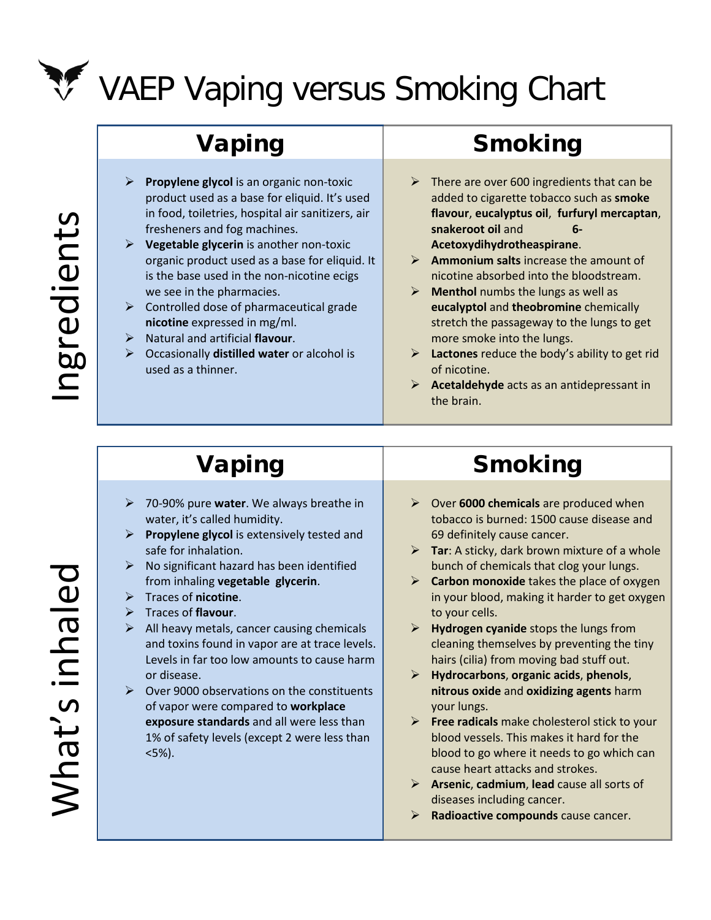# VAEP Vaping versus Smoking Chart

## Ingredients

### Vaping

- **Propylene glycol** is an organic non-toxic product used as a base for eliquid. It's used in food, toiletries, hospital air sanitizers, air fresheners and fog machines.
- **Vegetable glycerin** is another non-toxic organic product used as a base for eliquid. It is the base used in the non-nicotine ecigs we see in the pharmacies.
- Controlled dose of pharmaceutical grade **nicotine** expressed in mg/ml.
- Natural and artificial **flavour**.
- Occasionally **distilled water** or alcohol is used as a thinner.

### Smoking

- There are over 600 ingredients that can be added to cigarette tobacco such as **smoke flavour**, **eucalyptus oil**, **furfuryl mercaptan**, **snakeroot oil** and **6-Acetoxydihydrotheaspirane**.
- **Ammonium salts** increase the amount of nicotine absorbed into the bloodstream.
- **Menthol** numbs the lungs as well as **eucalyptol** and **theobromine** chemically stretch the passageway to the lungs to get more smoke into the lungs.
- **Lactones** reduce the body's ability to get rid of nicotine.
- **Acetaldehyde** acts as an antidepressant in the brain.

## What's inhaled

### Vaping

- 70-90% pure **water**. We always breathe in water, it's called humidity.
- **Propylene glycol** is extensively tested and safe for inhalation.
- No significant hazard has been identified from inhaling **vegetable glycerin**.
- Traces of **nicotine**.
- Traces of **flavour**.
- All heavy metals, cancer causing chemicals and toxins found in vapor are at trace levels. Levels in far too low amounts to cause harm or disease.
- Over 9000 observations on the constituents of vapor were compared to **workplace exposure standards** and all were less than 1% of safety levels (except 2 were less than <5%).

### Smoking

- Over **6000 chemicals** are produced when tobacco is burned: 1500 cause disease and 69 definitely cause cancer.
- **Tar**: A sticky, dark brown mixture of a whole bunch of chemicals that clog your lungs.
- **Carbon monoxide** takes the place of oxygen in your blood, making it harder to get oxygen to your cells.
- **Hydrogen cyanide** stops the lungs from cleaning themselves by preventing the tiny hairs (cilia) from moving bad stuff out.
- **Hydrocarbons**, **organic acids**, **phenols**, **nitrous oxide** and **oxidizing agents** harm your lungs.
- **Free radicals** make cholesterol stick to your blood vessels. This makes it hard for the blood to go where it needs to go which can cause heart attacks and strokes.
- **Arsenic**, **cadmium**, **lead** cause all sorts of diseases including cancer.
- **Radioactive compounds** cause cancer.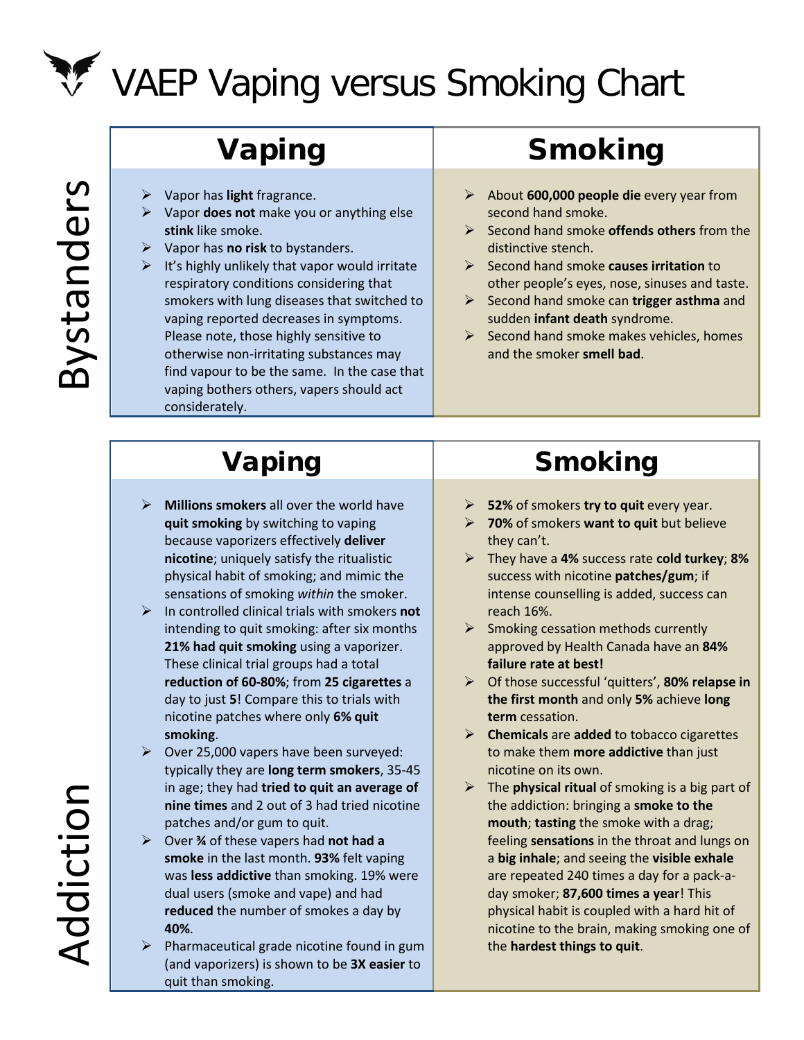# VAEP Vaping versus Smoking Chart

## Bystanders

### Vaping

- Vapor has **light** fragrance.
- Vapor **does not** make you or anything else **stink** like smoke.
- Vapor has **no risk** to bystanders.
- It's highly unlikely that vapor would irritate respiratory conditions considering that smokers with lung diseases that switched to vaping reported decreases in symptoms. Please note, those highly sensitive to otherwise non-irritating substances may find vapour to be the same. In the case that vaping bothers others, vapers should act considerately.

### Smoking

- About **600,000 people die** every year from second hand smoke.
- Second hand smoke **offends others** from the distinctive stench.
- Second hand smoke **causes irritation** to other people's eyes, nose, sinuses and taste.
- Second hand smoke can **trigger asthma** and sudden **infant death** syndrome.
- Second hand smoke makes vehicles, homes and the smoker **smell bad**.

## Addiction

### Vaping

- **Millions smokers** all over the world have **quit smoking** by switching to vaping because vaporizers effectively **deliver nicotine**; uniquely satisfy the ritualistic physical habit of smoking; and mimic the sensations of smoking *within* the smoker.
- In controlled clinical trials with smokers **not** intending to quit smoking: after six months **21% had quit smoking** using a vaporizer. These clinical trial groups had a total **reduction of 60-80%**; from **25 cigarettes** a day to just **5**! Compare this to trials with nicotine patches where only **6% quit smoking**.
- Over 25,000 vapers have been surveyed: typically they are **long term smokers**, 35-45 in age; they had **tried to quit an average of nine times** and 2 out of 3 had tried nicotine patches and/or gum to quit.
- Over **¾** of these vapers had **not had a smoke** in the last month. **93%** felt vaping was **less addictive** than smoking. 19% were dual users (smoke and vape) and had **reduced** the number of smokes a day by **40%**.
- Pharmaceutical grade nicotine found in gum (and vaporizers) is shown to be **3X easier** to quit than smoking.

### Smoking

- **52%** of smokers **try to quit** every year.
- **70%** of smokers **want to quit** but believe they can't.
- They have a **4%** success rate **cold turkey**; **8%** success with nicotine **patches/gum**; if intense counselling is added, success can reach 16%.
- Smoking cessation methods currently approved by Health Canada have an **84% failure rate at best!**
- Of those successful 'quitters', **80% relapse in the first month** and only **5%** achieve **long term** cessation.
- **Chemicals** are **added** to tobacco cigarettes to make them **more addictive** than just nicotine on its own.
- The **physical ritual** of smoking is a big part of the addiction: bringing a **smoke to the mouth**; **tasting** the smoke with a drag; feeling **sensations** in the throat and lungs on a **big inhale**; and seeing the **visible exhale** are repeated 240 times a day for a pack-a-day smoker; **87,600 times a year**! This physical habit is coupled with a hard hit of nicotine to the brain, making smoking one of the **hardest things to quit**.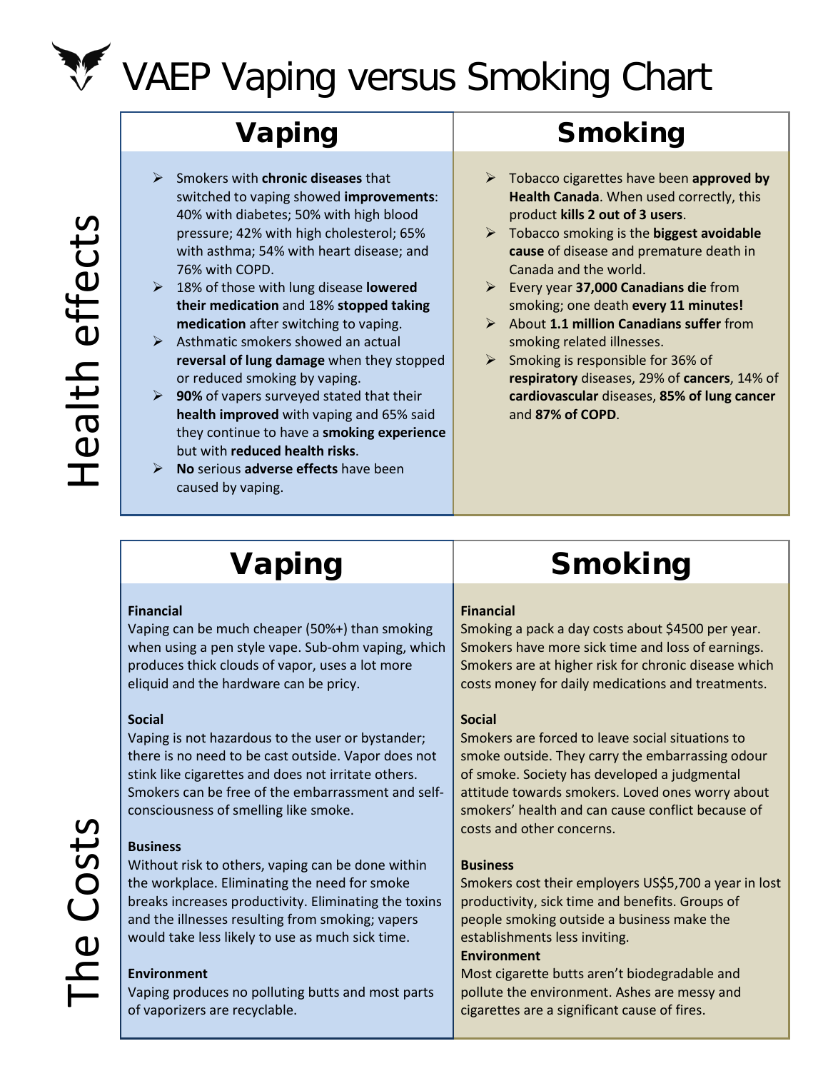# VAEP Vaping versus Smoking Chart

## Health effects

### Vaping

- Smokers with **chronic diseases** that switched to vaping showed **improvements**: 40% with diabetes; 50% with high blood pressure; 42% with high cholesterol; 65% with asthma; 54% with heart disease; and 76% with COPD.
- 18% of those with lung disease **lowered their medication** and 18% **stopped taking medication** after switching to vaping.
- Asthmatic smokers showed an actual **reversal of lung damage** when they stopped or reduced smoking by vaping.
- **90%** of vapers surveyed stated that their **health improved** with vaping and 65% said they continue to have a **smoking experience** but with **reduced health risks**.
- **No** serious **adverse effects** have been caused by vaping.

### Smoking

- Tobacco cigarettes have been **approved by Health Canada**. When used correctly, this product **kills 2 out of 3 users**.
- Tobacco smoking is the **biggest avoidable cause** of disease and premature death in Canada and the world.
- Every year **37,000 Canadians die** from smoking; one death **every 11 minutes!**
- About **1.1 million Canadians suffer** from smoking related illnesses.
- Smoking is responsible for 36% of **respiratory** diseases, 29% of **cancers**, 14% of **cardiovascular** diseases, **85% of lung cancer** and **87% of COPD**.

## The Costs

### Vaping

**Financial**
Vaping can be much cheaper (50%+) than smoking when using a pen style vape. Sub-ohm vaping, which produces thick clouds of vapor, uses a lot more eliquid and the hardware can be pricy.

**Social**
Vaping is not hazardous to the user or bystander; there is no need to be cast outside. Vapor does not stink like cigarettes and does not irritate others. Smokers can be free of the embarrassment and self-consciousness of smelling like smoke.

**Business**
Without risk to others, vaping can be done within the workplace. Eliminating the need for smoke breaks increases productivity. Eliminating the toxins and the illnesses resulting from smoking; vapers would take less likely to use as much sick time.

**Environment**
Vaping produces no polluting butts and most parts of vaporizers are recyclable.

### Smoking

**Financial**
Smoking a pack a day costs about $4500 per year. Smokers have more sick time and loss of earnings. Smokers are at higher risk for chronic disease which costs money for daily medications and treatments.

**Social**
Smokers are forced to leave social situations to smoke outside. They carry the embarrassing odour of smoke. Society has developed a judgmental attitude towards smokers. Loved ones worry about smokers' health and can cause conflict because of costs and other concerns.

**Business**
Smokers cost their employers US$5,700 a year in lost productivity, sick time and benefits. Groups of people smoking outside a business make the establishments less inviting.

**Environment**
Most cigarette butts aren't biodegradable and pollute the environment. Ashes are messy and cigarettes are a significant cause of fires.